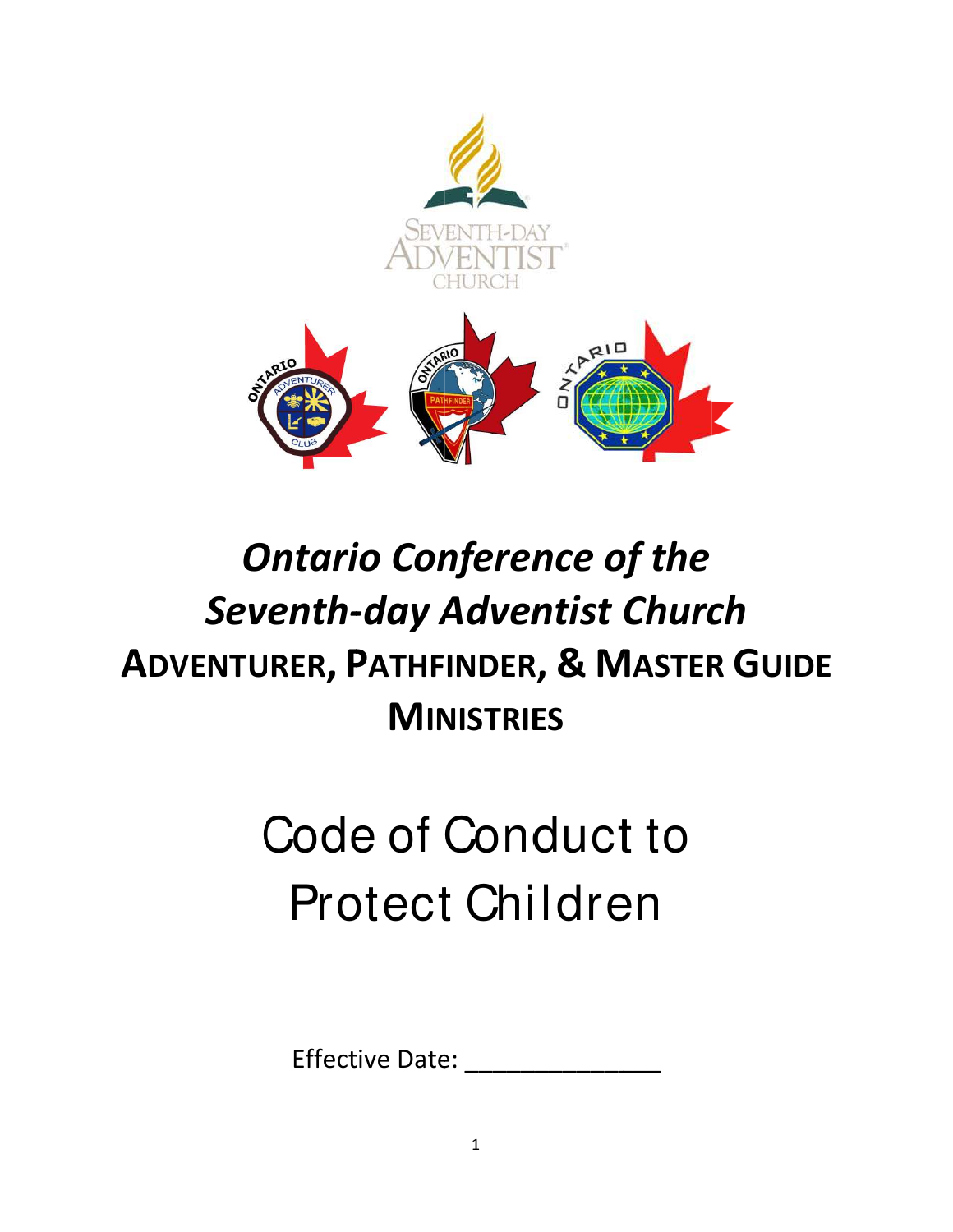# *Ontario Conference of the Seventh-day Adventist Church*

## ADVENTURER, PATHFINDER, & MASTER GUIDE MINISTRIES

# Code of Conduct to Protect Children

Effective Date: _______________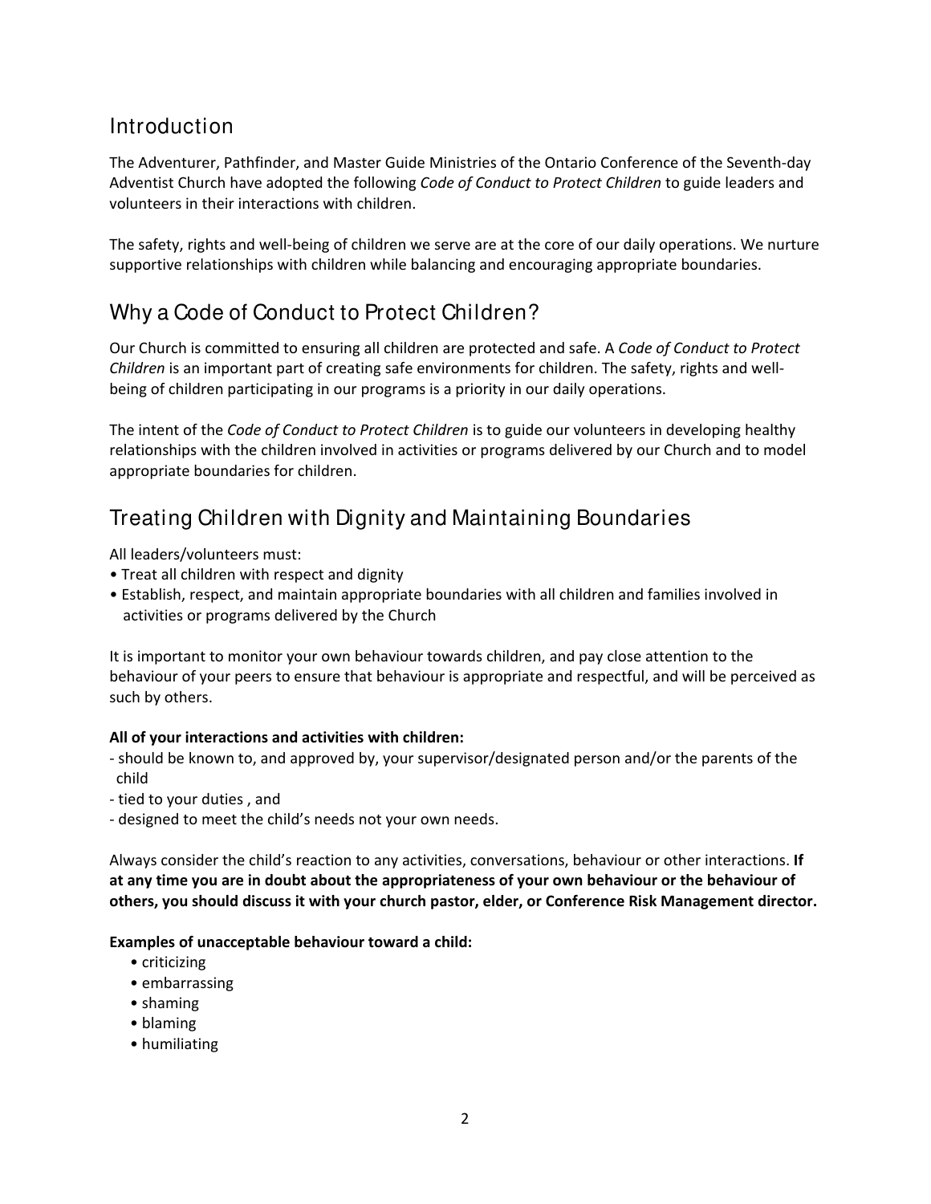## Introduction

The Adventurer, Pathfinder, and Master Guide Ministries of the Ontario Conference of the Seventh-day Adventist Church have adopted the following *Code of Conduct to Protect Children* to guide leaders and volunteers in their interactions with children.

The safety, rights and well-being of children we serve are at the core of our daily operations. We nurture supportive relationships with children while balancing and encouraging appropriate boundaries.

## Why a Code of Conduct to Protect Children?

Our Church is committed to ensuring all children are protected and safe. A *Code of Conduct to Protect Children* is an important part of creating safe environments for children. The safety, rights and well-being of children participating in our programs is a priority in our daily operations.

The intent of the *Code of Conduct to Protect Children* is to guide our volunteers in developing healthy relationships with the children involved in activities or programs delivered by our Church and to model appropriate boundaries for children.

## Treating Children with Dignity and Maintaining Boundaries

All leaders/volunteers must:

- Treat all children with respect and dignity
- Establish, respect, and maintain appropriate boundaries with all children and families involved in activities or programs delivered by the Church

It is important to monitor your own behaviour towards children, and pay close attention to the behaviour of your peers to ensure that behaviour is appropriate and respectful, and will be perceived as such by others.

**All of your interactions and activities with children:**

- should be known to, and approved by, your supervisor/designated person and/or the parents of the child
- tied to your duties , and
- designed to meet the child's needs not your own needs.

Always consider the child's reaction to any activities, conversations, behaviour or other interactions. **If at any time you are in doubt about the appropriateness of your own behaviour or the behaviour of others, you should discuss it with your church pastor, elder, or Conference Risk Management director.**

**Examples of unacceptable behaviour toward a child:**

- criticizing
- embarrassing
- shaming
- blaming
- humiliating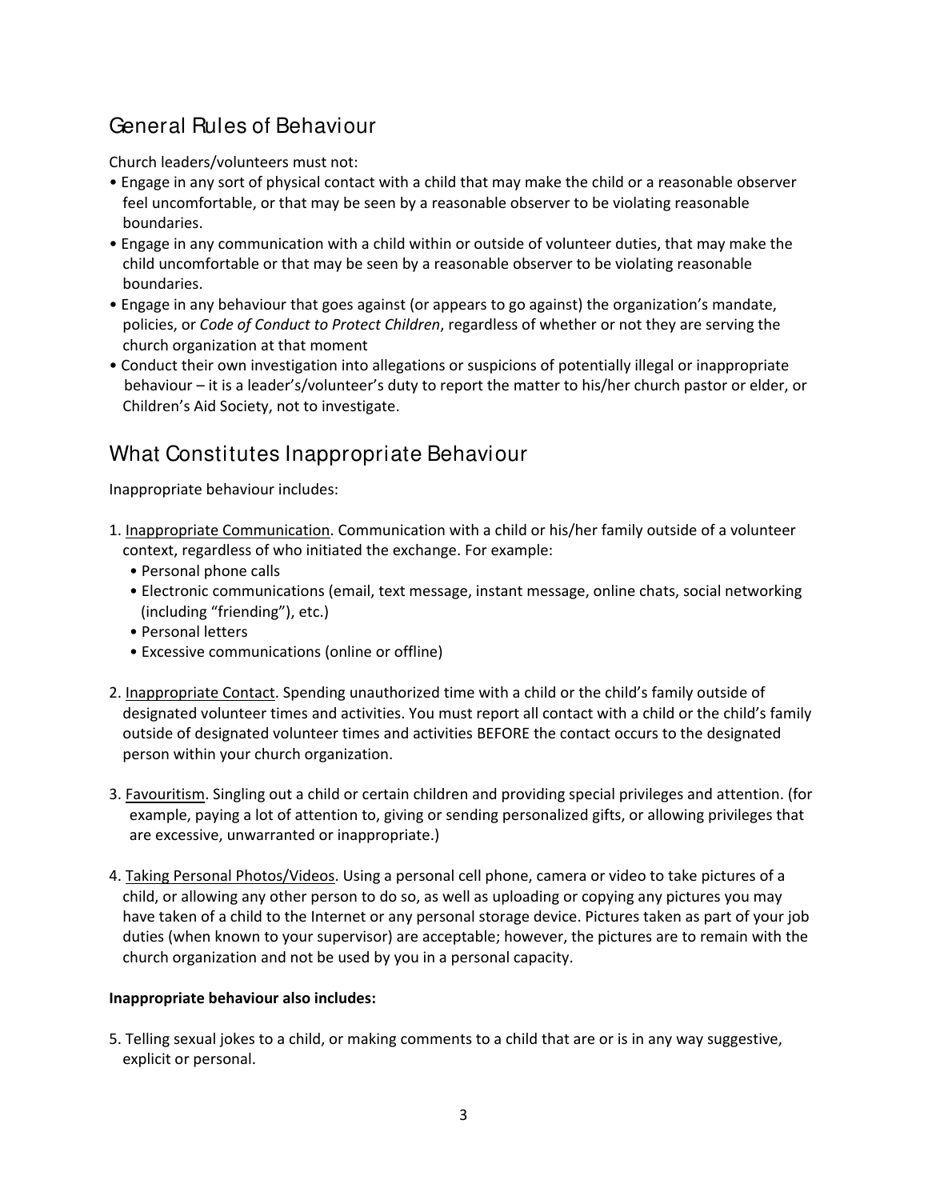## General Rules of Behaviour

Church leaders/volunteers must not:

- Engage in any sort of physical contact with a child that may make the child or a reasonable observer feel uncomfortable, or that may be seen by a reasonable observer to be violating reasonable boundaries.
- Engage in any communication with a child within or outside of volunteer duties, that may make the child uncomfortable or that may be seen by a reasonable observer to be violating reasonable boundaries.
- Engage in any behaviour that goes against (or appears to go against) the organization's mandate, policies, or *Code of Conduct to Protect Children*, regardless of whether or not they are serving the church organization at that moment
- Conduct their own investigation into allegations or suspicions of potentially illegal or inappropriate behaviour – it is a leader's/volunteer's duty to report the matter to his/her church pastor or elder, or Children's Aid Society, not to investigate.

## What Constitutes Inappropriate Behaviour

Inappropriate behaviour includes:

1. Inappropriate Communication. Communication with a child or his/her family outside of a volunteer context, regardless of who initiated the exchange. For example:
   - Personal phone calls
   - Electronic communications (email, text message, instant message, online chats, social networking (including "friending"), etc.)
   - Personal letters
   - Excessive communications (online or offline)

2. Inappropriate Contact. Spending unauthorized time with a child or the child's family outside of designated volunteer times and activities. You must report all contact with a child or the child's family outside of designated volunteer times and activities BEFORE the contact occurs to the designated person within your church organization.

3. Favouritism. Singling out a child or certain children and providing special privileges and attention. (for example, paying a lot of attention to, giving or sending personalized gifts, or allowing privileges that are excessive, unwarranted or inappropriate.)

4. Taking Personal Photos/Videos. Using a personal cell phone, camera or video to take pictures of a child, or allowing any other person to do so, as well as uploading or copying any pictures you may have taken of a child to the Internet or any personal storage device. Pictures taken as part of your job duties (when known to your supervisor) are acceptable; however, the pictures are to remain with the church organization and not be used by you in a personal capacity.

**Inappropriate behaviour also includes:**

5. Telling sexual jokes to a child, or making comments to a child that are or is in any way suggestive, explicit or personal.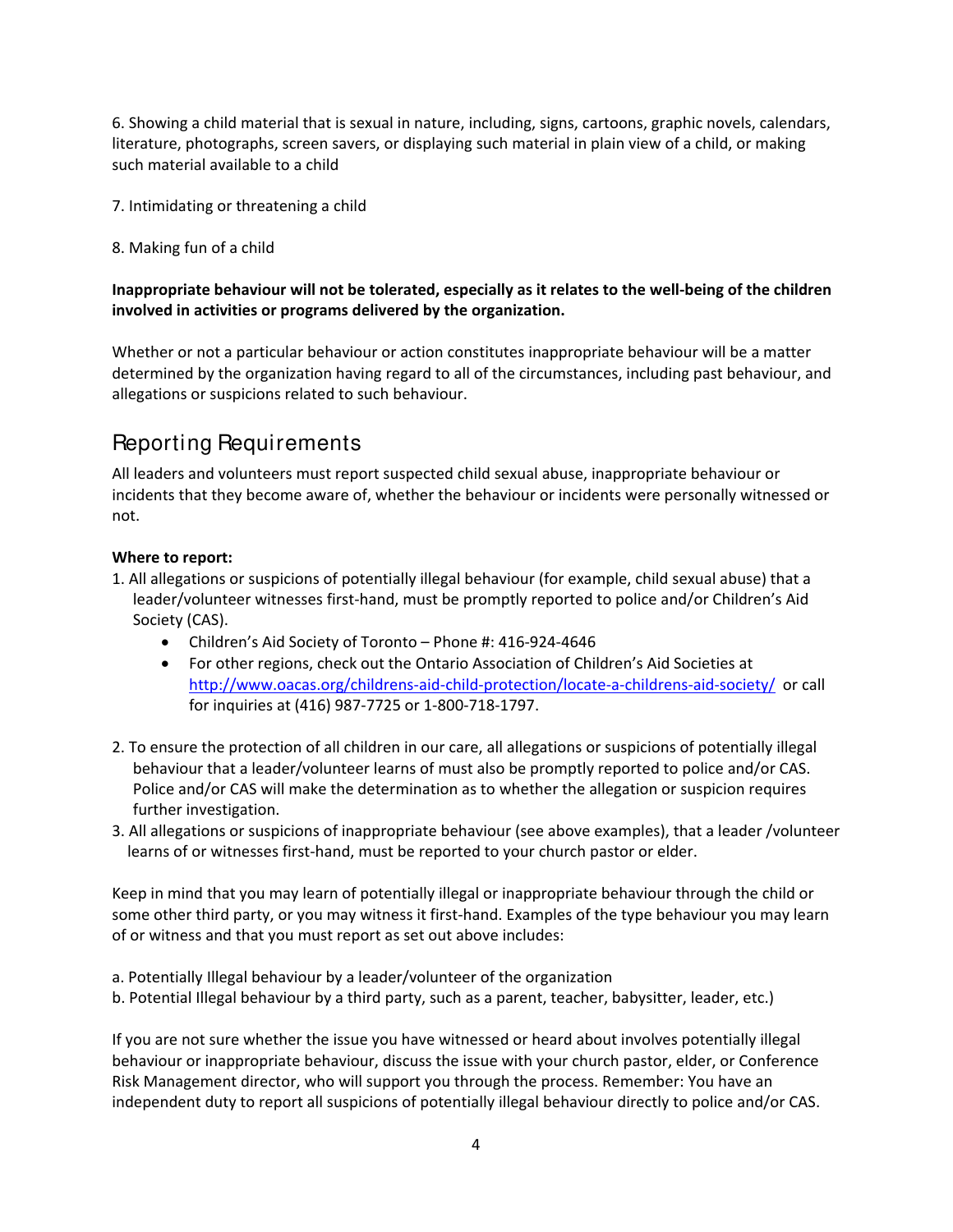6. Showing a child material that is sexual in nature, including, signs, cartoons, graphic novels, calendars, literature, photographs, screen savers, or displaying such material in plain view of a child, or making such material available to a child

7. Intimidating or threatening a child

8. Making fun of a child

**Inappropriate behaviour will not be tolerated, especially as it relates to the well-being of the children involved in activities or programs delivered by the organization.**

Whether or not a particular behaviour or action constitutes inappropriate behaviour will be a matter determined by the organization having regard to all of the circumstances, including past behaviour, and allegations or suspicions related to such behaviour.

## Reporting Requirements

All leaders and volunteers must report suspected child sexual abuse, inappropriate behaviour or incidents that they become aware of, whether the behaviour or incidents were personally witnessed or not.

**Where to report:**

1. All allegations or suspicions of potentially illegal behaviour (for example, child sexual abuse) that a leader/volunteer witnesses first-hand, must be promptly reported to police and/or Children's Aid Society (CAS).
    - Children's Aid Society of Toronto – Phone #: 416-924-4646
    - For other regions, check out the Ontario Association of Children's Aid Societies at http://www.oacas.org/childrens-aid-child-protection/locate-a-childrens-aid-society/ or call for inquiries at (416) 987-7725 or 1-800-718-1797.

2. To ensure the protection of all children in our care, all allegations or suspicions of potentially illegal behaviour that a leader/volunteer learns of must also be promptly reported to police and/or CAS. Police and/or CAS will make the determination as to whether the allegation or suspicion requires further investigation.
3. All allegations or suspicions of inappropriate behaviour (see above examples), that a leader /volunteer learns of or witnesses first-hand, must be reported to your church pastor or elder.

Keep in mind that you may learn of potentially illegal or inappropriate behaviour through the child or some other third party, or you may witness it first-hand. Examples of the type behaviour you may learn of or witness and that you must report as set out above includes:

a. Potentially Illegal behaviour by a leader/volunteer of the organization
b. Potential Illegal behaviour by a third party, such as a parent, teacher, babysitter, leader, etc.)

If you are not sure whether the issue you have witnessed or heard about involves potentially illegal behaviour or inappropriate behaviour, discuss the issue with your church pastor, elder, or Conference Risk Management director, who will support you through the process. Remember: You have an independent duty to report all suspicions of potentially illegal behaviour directly to police and/or CAS.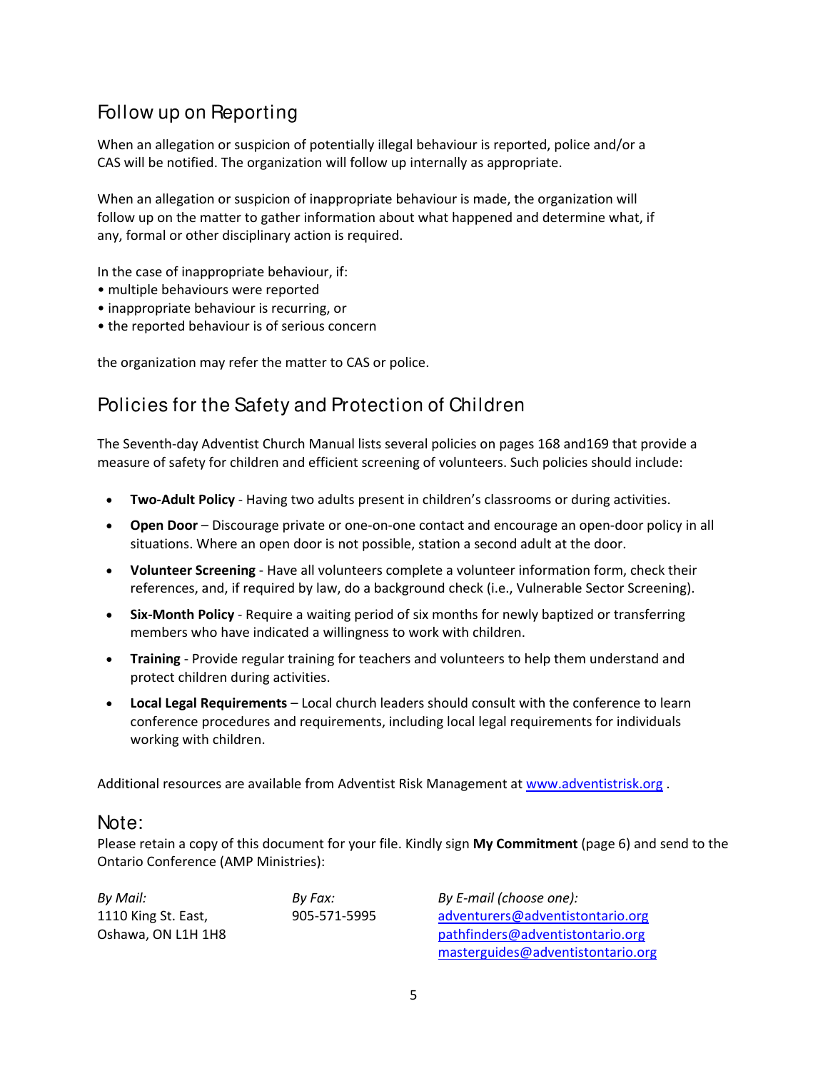## Follow up on Reporting

When an allegation or suspicion of potentially illegal behaviour is reported, police and/or a CAS will be notified. The organization will follow up internally as appropriate.

When an allegation or suspicion of inappropriate behaviour is made, the organization will follow up on the matter to gather information about what happened and determine what, if any, formal or other disciplinary action is required.

In the case of inappropriate behaviour, if:

- multiple behaviours were reported
- inappropriate behaviour is recurring, or
- the reported behaviour is of serious concern

the organization may refer the matter to CAS or police.

## Policies for the Safety and Protection of Children

The Seventh-day Adventist Church Manual lists several policies on pages 168 and169 that provide a measure of safety for children and efficient screening of volunteers. Such policies should include:

- **Two-Adult Policy** - Having two adults present in children's classrooms or during activities.
- **Open Door** – Discourage private or one-on-one contact and encourage an open-door policy in all situations. Where an open door is not possible, station a second adult at the door.
- **Volunteer Screening** - Have all volunteers complete a volunteer information form, check their references, and, if required by law, do a background check (i.e., Vulnerable Sector Screening).
- **Six-Month Policy** - Require a waiting period of six months for newly baptized or transferring members who have indicated a willingness to work with children.
- **Training** - Provide regular training for teachers and volunteers to help them understand and protect children during activities.
- **Local Legal Requirements** – Local church leaders should consult with the conference to learn conference procedures and requirements, including local legal requirements for individuals working with children.

Additional resources are available from Adventist Risk Management at www.adventistrisk.org .

## Note:

Please retain a copy of this document for your file. Kindly sign **My Commitment** (page 6) and send to the Ontario Conference (AMP Ministries):

*By Mail:*
1110 King St. East,
Oshawa, ON L1H 1H8

*By Fax:*
905-571-5995

*By E-mail (choose one):*
adventurers@adventistontario.org
pathfinders@adventistontario.org
masterguides@adventistontario.org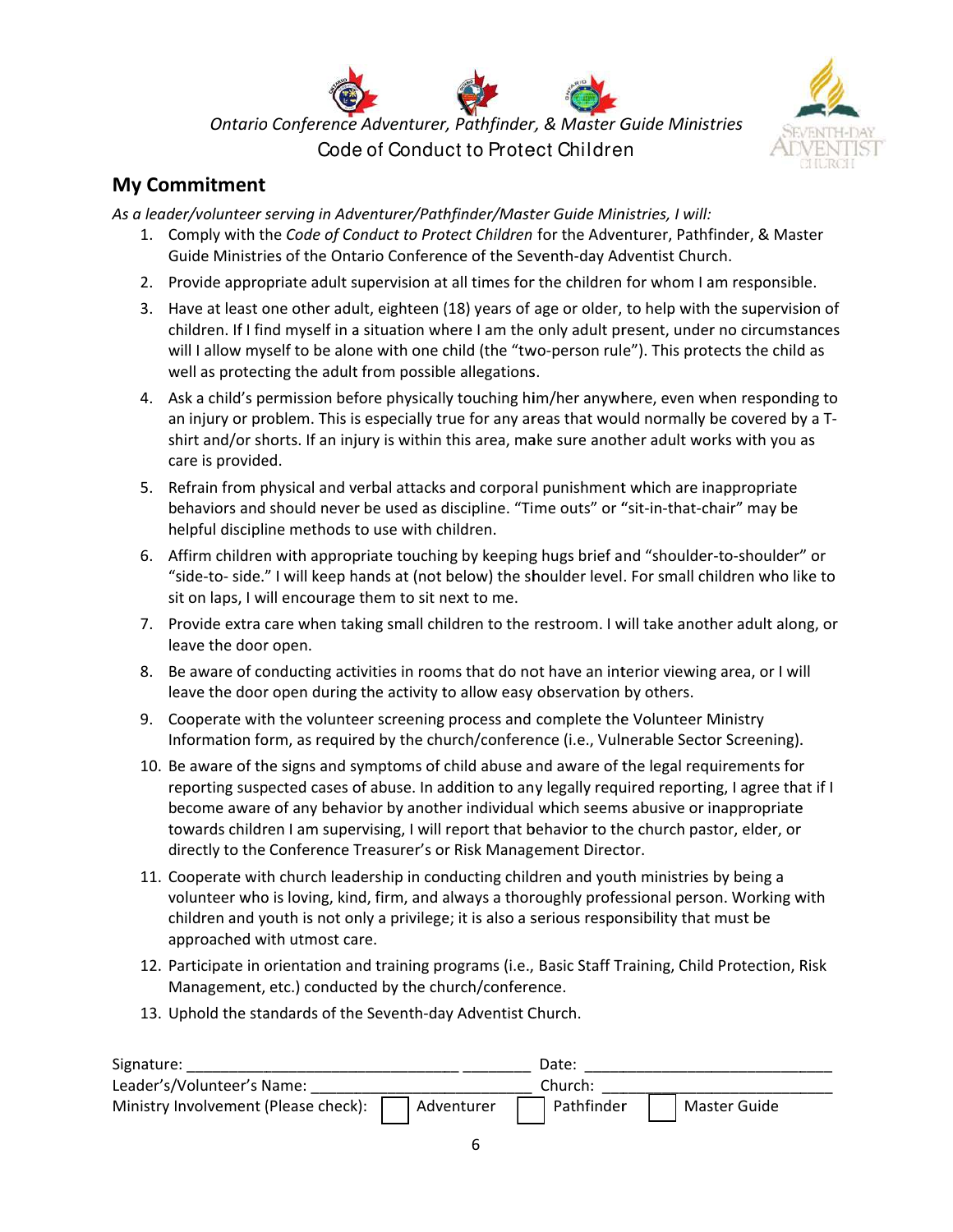*Ontario Conference Adventurer, Pathfinder, & Master Guide Ministries*

Code of Conduct to Protect Children

## My Commitment

*As a leader/volunteer serving in Adventurer/Pathfinder/Master Guide Ministries, I will:*

1. Comply with the *Code of Conduct to Protect Children* for the Adventurer, Pathfinder, & Master Guide Ministries of the Ontario Conference of the Seventh-day Adventist Church.
2. Provide appropriate adult supervision at all times for the children for whom I am responsible.
3. Have at least one other adult, eighteen (18) years of age or older, to help with the supervision of children. If I find myself in a situation where I am the only adult present, under no circumstances will I allow myself to be alone with one child (the "two-person rule"). This protects the child as well as protecting the adult from possible allegations.
4. Ask a child's permission before physically touching him/her anywhere, even when responding to an injury or problem. This is especially true for any areas that would normally be covered by a T-shirt and/or shorts. If an injury is within this area, make sure another adult works with you as care is provided.
5. Refrain from physical and verbal attacks and corporal punishment which are inappropriate behaviors and should never be used as discipline. "Time outs" or "sit-in-that-chair" may be helpful discipline methods to use with children.
6. Affirm children with appropriate touching by keeping hugs brief and "shoulder-to-shoulder" or "side-to- side." I will keep hands at (not below) the shoulder level. For small children who like to sit on laps, I will encourage them to sit next to me.
7. Provide extra care when taking small children to the restroom. I will take another adult along, or leave the door open.
8. Be aware of conducting activities in rooms that do not have an interior viewing area, or I will leave the door open during the activity to allow easy observation by others.
9. Cooperate with the volunteer screening process and complete the Volunteer Ministry Information form, as required by the church/conference (i.e., Vulnerable Sector Screening).
10. Be aware of the signs and symptoms of child abuse and aware of the legal requirements for reporting suspected cases of abuse. In addition to any legally required reporting, I agree that if I become aware of any behavior by another individual which seems abusive or inappropriate towards children I am supervising, I will report that behavior to the church pastor, elder, or directly to the Conference Treasurer's or Risk Management Director.
11. Cooperate with church leadership in conducting children and youth ministries by being a volunteer who is loving, kind, firm, and always a thoroughly professional person. Working with children and youth is not only a privilege; it is also a serious responsibility that must be approached with utmost care.
12. Participate in orientation and training programs (i.e., Basic Staff Training, Child Protection, Risk Management, etc.) conducted by the church/conference.
13. Uphold the standards of the Seventh-day Adventist Church.

Signature: ________________________________ ________ Date: ____________________________

Leader's/Volunteer's Name: __________________________ Church: ___________________________

Ministry Involvement (Please check): ☐ Adventurer ☐ Pathfinder ☐ Master Guide